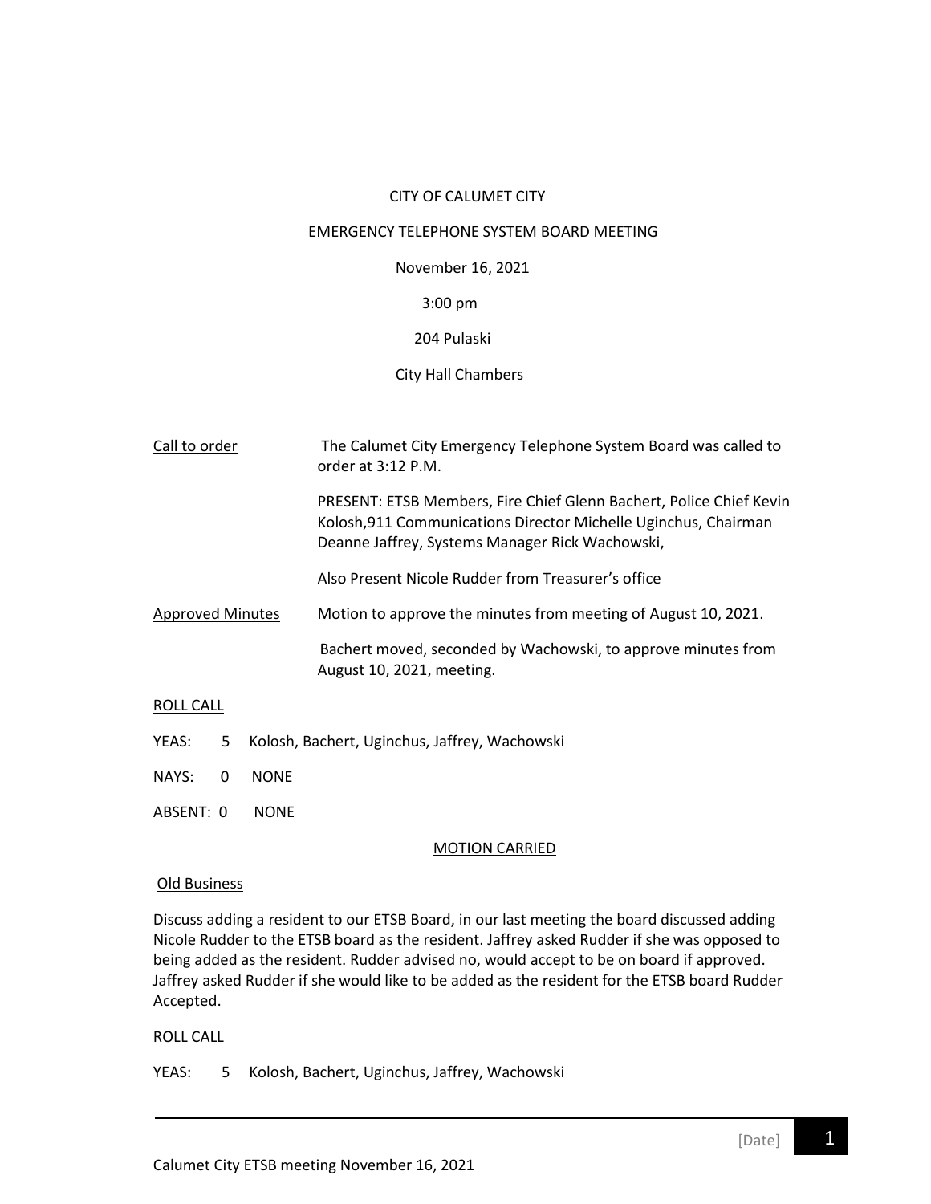CITY OF CALUMET CITY

EMERGENCY TELEPHONE SYSTEM BOARD MEETING

November 16, 2021

3:00 pm

204 Pulaski

City Hall Chambers

<u>Call to order</u>

The Calumet City Emergency Telephone System Board was called to order at 3:12 P.M.

PRESENT: ETSB Members, Fire Chief Glenn Bachert, Police Chief Kevin Kolosh,911 Communications Director Michelle Uginchus, Chairman Deanne Jaffrey, Systems Manager Rick Wachowski,

Also Present Nicole Rudder from Treasurer's office

<u>Approved Minutes</u>

Motion to approve the minutes from meeting of August 10, 2021.

Bachert moved, seconded by Wachowski, to approve minutes from August 10, 2021, meeting.

<u>ROLL CALL</u>

YEAS: 5 Kolosh, Bachert, Uginchus, Jaffrey, Wachowski

NAYS: 0 NONE

ABSENT: 0 NONE

<u>MOTION CARRIED</u>

<u>Old Business</u>

Discuss adding a resident to our ETSB Board, in our last meeting the board discussed adding Nicole Rudder to the ETSB board as the resident. Jaffrey asked Rudder if she was opposed to being added as the resident. Rudder advised no, would accept to be on board if approved. Jaffrey asked Rudder if she would like to be added as the resident for the ETSB board Rudder Accepted.

ROLL CALL

YEAS: 5 Kolosh, Bachert, Uginchus, Jaffrey, Wachowski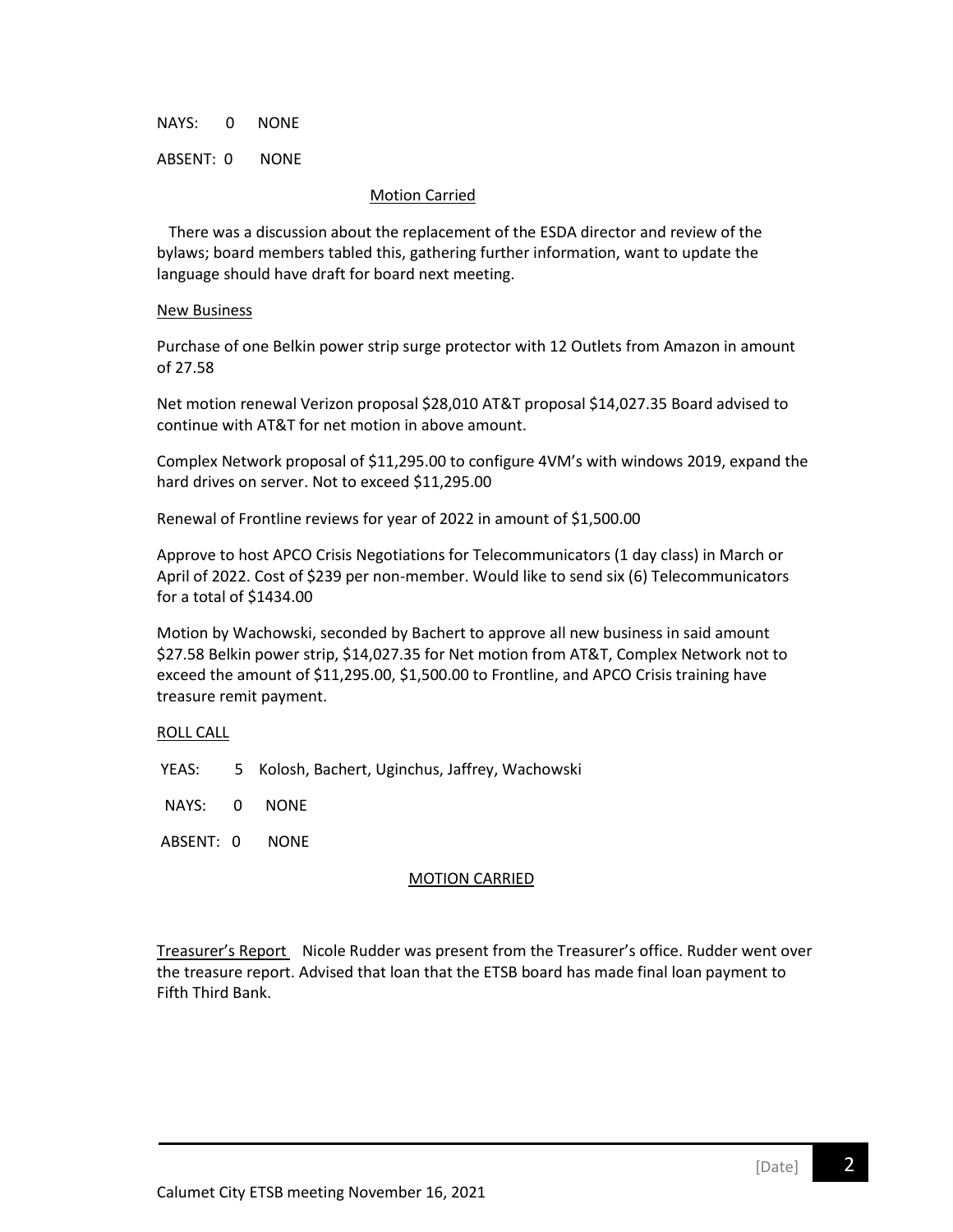NAYS: 0 NONE

ABSENT: 0 NONE

Motion Carried

There was a discussion about the replacement of the ESDA director and review of the bylaws; board members tabled this, gathering further information, want to update the language should have draft for board next meeting.

New Business

Purchase of one Belkin power strip surge protector with 12 Outlets from Amazon in amount of 27.58

Net motion renewal Verizon proposal $28,010 AT&T proposal $14,027.35 Board advised to continue with AT&T for net motion in above amount.

Complex Network proposal of $11,295.00 to configure 4VM's with windows 2019, expand the hard drives on server. Not to exceed $11,295.00

Renewal of Frontline reviews for year of 2022 in amount of $1,500.00

Approve to host APCO Crisis Negotiations for Telecommunicators (1 day class) in March or April of 2022. Cost of $239 per non-member. Would like to send six (6) Telecommunicators for a total of $1434.00

Motion by Wachowski, seconded by Bachert to approve all new business in said amount $27.58 Belkin power strip, $14,027.35 for Net motion from AT&T, Complex Network not to exceed the amount of $11,295.00, $1,500.00 to Frontline, and APCO Crisis training have treasure remit payment.

ROLL CALL

YEAS: 5 Kolosh, Bachert, Uginchus, Jaffrey, Wachowski

NAYS: 0 NONE

ABSENT: 0 NONE

MOTION CARRIED

Treasurer's Report Nicole Rudder was present from the Treasurer's office. Rudder went over the treasure report. Advised that loan that the ETSB board has made final loan payment to Fifth Third Bank.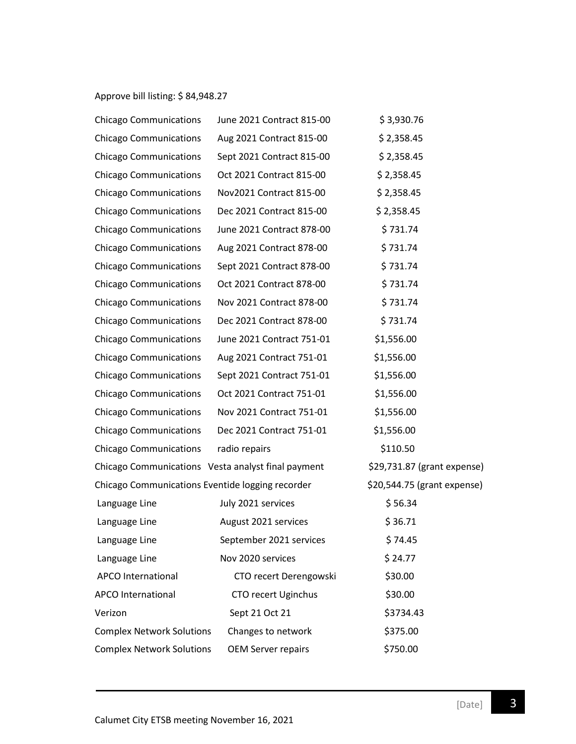Approve bill listing: $ 84,948.27

| | | |
|---|---|---|
| Chicago Communications | June 2021 Contract 815-00 | $ 3,930.76 |
| Chicago Communications | Aug 2021 Contract 815-00 | $ 2,358.45 |
| Chicago Communications | Sept 2021 Contract 815-00 | $ 2,358.45 |
| Chicago Communications | Oct 2021 Contract 815-00 | $ 2,358.45 |
| Chicago Communications | Nov2021 Contract 815-00 | $ 2,358.45 |
| Chicago Communications | Dec 2021 Contract 815-00 | $ 2,358.45 |
| Chicago Communications | June 2021 Contract 878-00 | $ 731.74 |
| Chicago Communications | Aug 2021 Contract 878-00 | $ 731.74 |
| Chicago Communications | Sept 2021 Contract 878-00 | $ 731.74 |
| Chicago Communications | Oct 2021 Contract 878-00 | $ 731.74 |
| Chicago Communications | Nov 2021 Contract 878-00 | $ 731.74 |
| Chicago Communications | Dec 2021 Contract 878-00 | $ 731.74 |
| Chicago Communications | June 2021 Contract 751-01 | $1,556.00 |
| Chicago Communications | Aug 2021 Contract 751-01 | $1,556.00 |
| Chicago Communications | Sept 2021 Contract 751-01 | $1,556.00 |
| Chicago Communications | Oct 2021 Contract 751-01 | $1,556.00 |
| Chicago Communications | Nov 2021 Contract 751-01 | $1,556.00 |
| Chicago Communications | Dec 2021 Contract 751-01 | $1,556.00 |
| Chicago Communications | radio repairs | $110.50 |
| Chicago Communications | Vesta analyst final payment | $29,731.87 (grant expense) |
| Chicago Communications | Eventide logging recorder | $20,544.75 (grant expense) |
| Language Line | July 2021 services | $ 56.34 |
| Language Line | August 2021 services | $ 36.71 |
| Language Line | September 2021 services | $ 74.45 |
| Language Line | Nov 2020 services | $ 24.77 |
| APCO International | CTO recert Derengowski | $30.00 |
| APCO International | CTO recert Uginchus | $30.00 |
| Verizon | Sept 21 Oct 21 | $3734.43 |
| Complex Network Solutions | Changes to network | $375.00 |
| Complex Network Solutions | OEM Server repairs | $750.00 |

Calumet City ETSB meeting November 16, 2021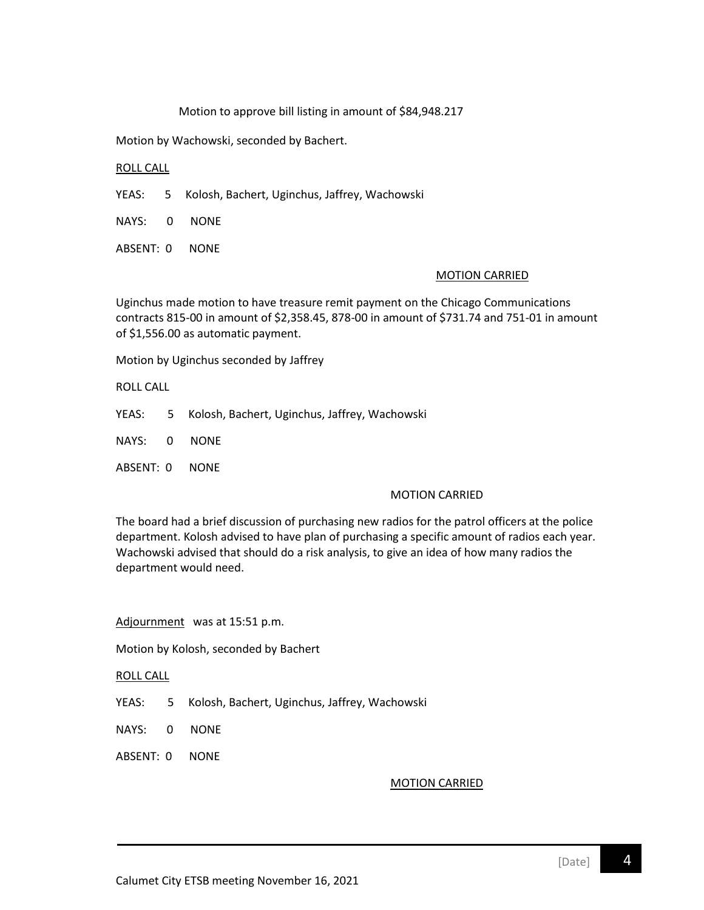Motion to approve bill listing in amount of $84,948.217

Motion by Wachowski, seconded by Bachert.

ROLL CALL

YEAS: 5 Kolosh, Bachert, Uginchus, Jaffrey, Wachowski

NAYS: 0 NONE

ABSENT: 0 NONE

MOTION CARRIED

Uginchus made motion to have treasure remit payment on the Chicago Communications contracts 815-00 in amount of $2,358.45, 878-00 in amount of $731.74 and 751-01 in amount of $1,556.00 as automatic payment.

Motion by Uginchus seconded by Jaffrey

ROLL CALL

YEAS: 5 Kolosh, Bachert, Uginchus, Jaffrey, Wachowski

NAYS: 0 NONE

ABSENT: 0 NONE

MOTION CARRIED

The board had a brief discussion of purchasing new radios for the patrol officers at the police department. Kolosh advised to have plan of purchasing a specific amount of radios each year. Wachowski advised that should do a risk analysis, to give an idea of how many radios the department would need.

Adjournment was at 15:51 p.m.

Motion by Kolosh, seconded by Bachert

ROLL CALL

YEAS: 5 Kolosh, Bachert, Uginchus, Jaffrey, Wachowski

NAYS: 0 NONE

ABSENT: 0 NONE

MOTION CARRIED